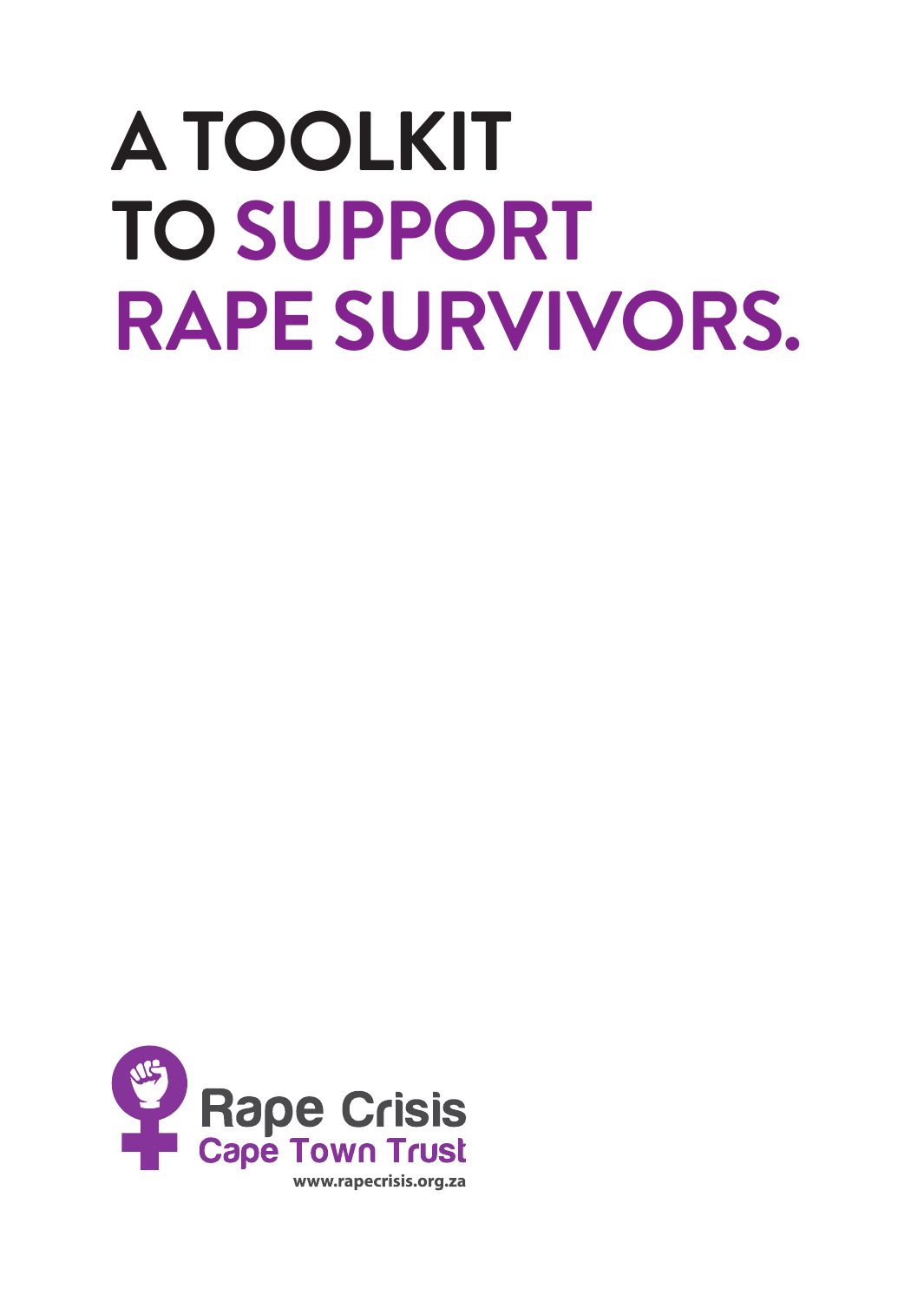# A TOOLKIT TO SUPPORT RAPE SURVIVORS.

Rape Crisis
Cape Town Trust
www.rapecrisis.org.za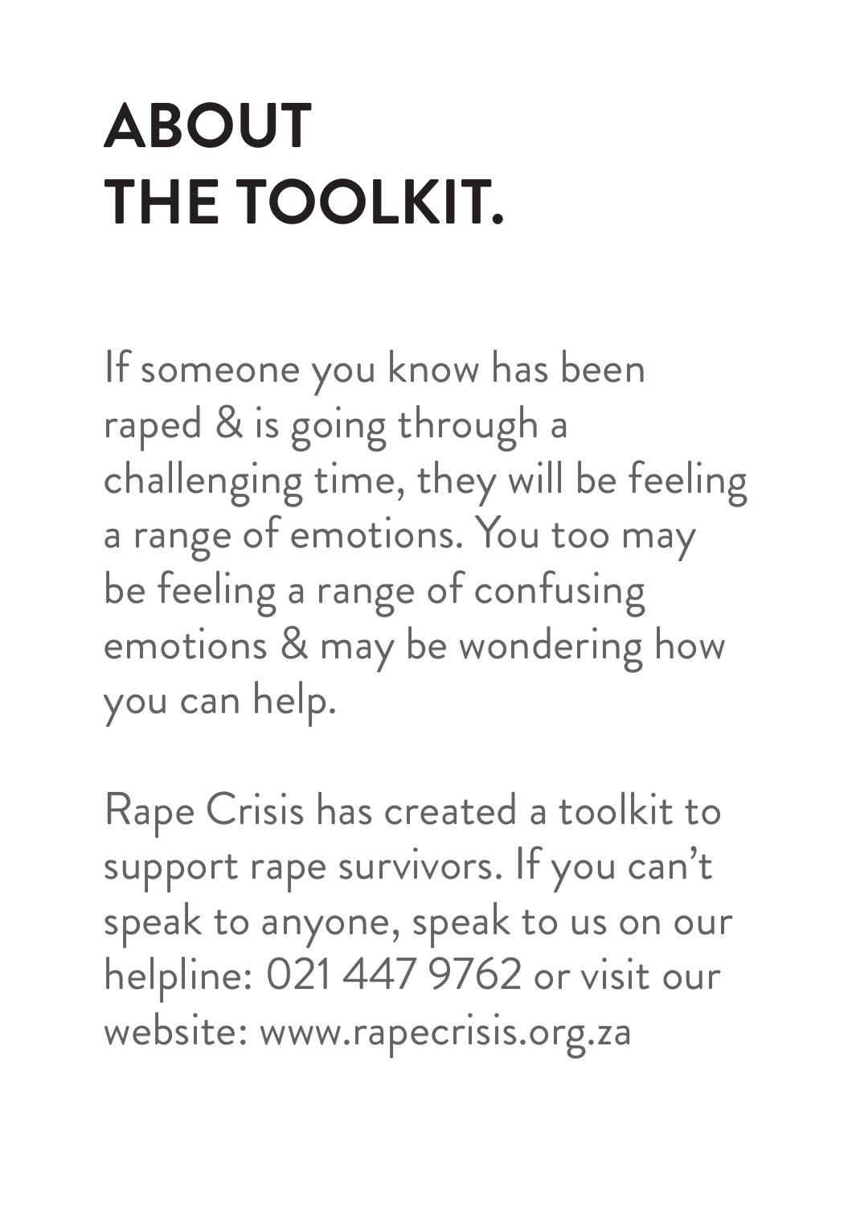# ABOUT THE TOOLKIT.

If someone you know has been raped & is going through a challenging time, they will be feeling a range of emotions. You too may be feeling a range of confusing emotions & may be wondering how you can help.

Rape Crisis has created a toolkit to support rape survivors. If you can't speak to anyone, speak to us on our helpline: 021 447 9762 or visit our website: www.rapecrisis.org.za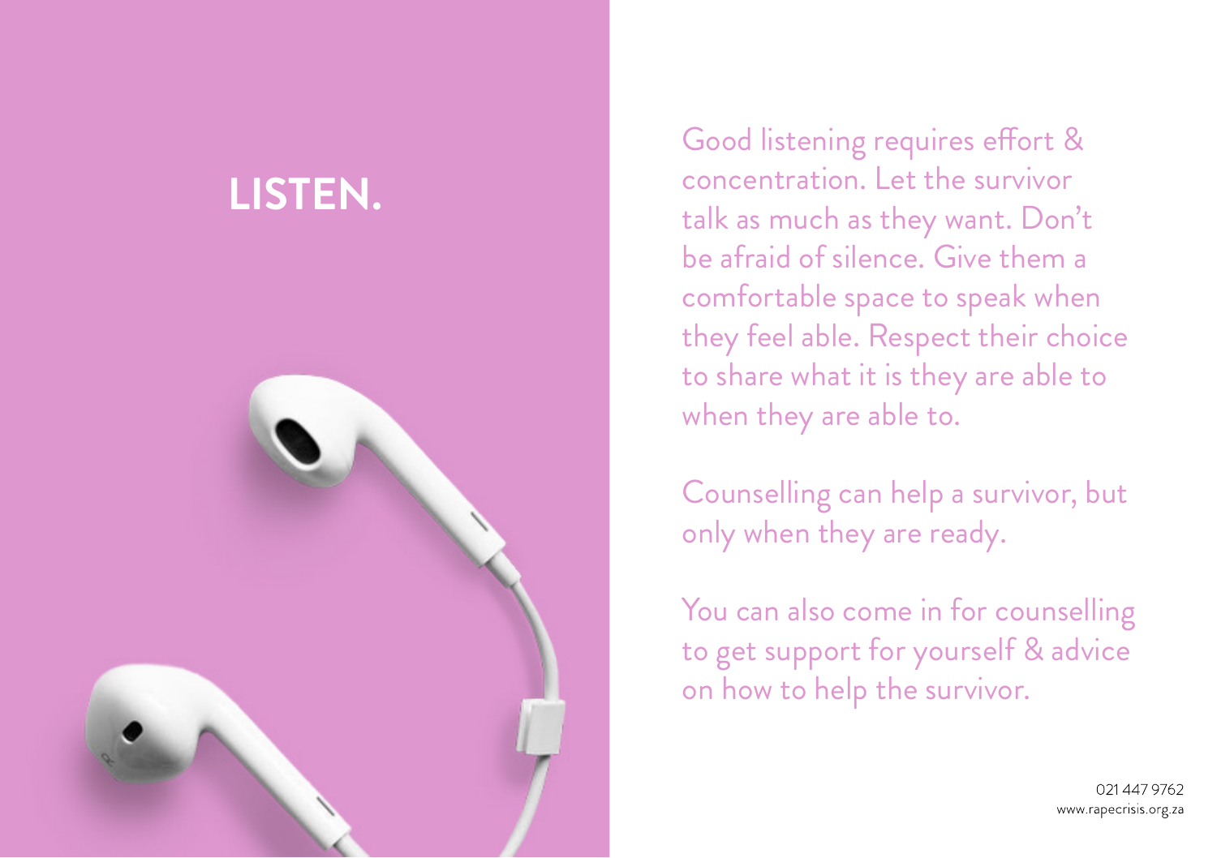# LISTEN.

Good listening requires effort & concentration. Let the survivor talk as much as they want. Don't be afraid of silence. Give them a comfortable space to speak when they feel able. Respect their choice to share what it is they are able to when they are able to.

Counselling can help a survivor, but only when they are ready.

You can also come in for counselling to get support for yourself & advice on how to help the survivor.

021 447 9762
www.rapecrisis.org.za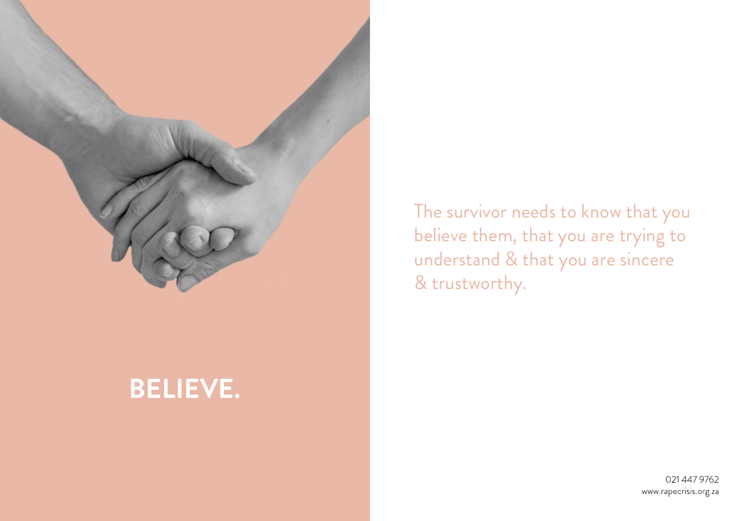# BELIEVE.

The survivor needs to know that you believe them, that you are trying to understand & that you are sincere & trustworthy.

021 447 9762
www.rapecrisis.org.za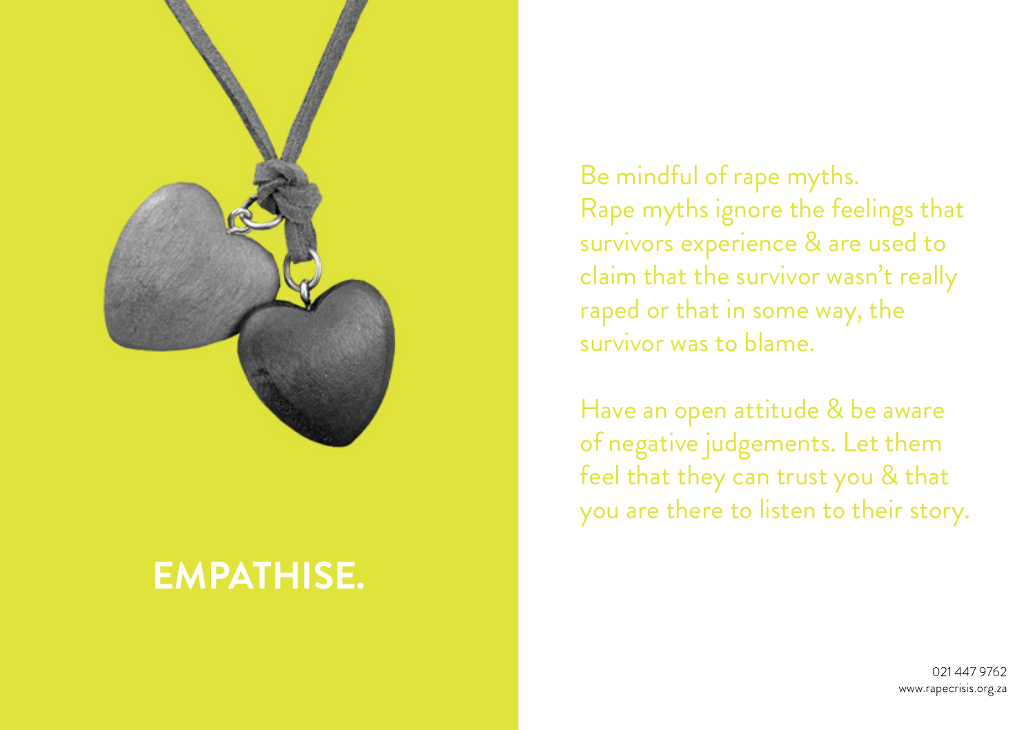# EMPATHISE.

Be mindful of rape myths. Rape myths ignore the feelings that survivors experience & are used to claim that the survivor wasn't really raped or that in some way, the survivor was to blame.

Have an open attitude & be aware of negative judgements. Let them feel that they can trust you & that you are there to listen to their story.

021 447 9762
www.rapecrisis.org.za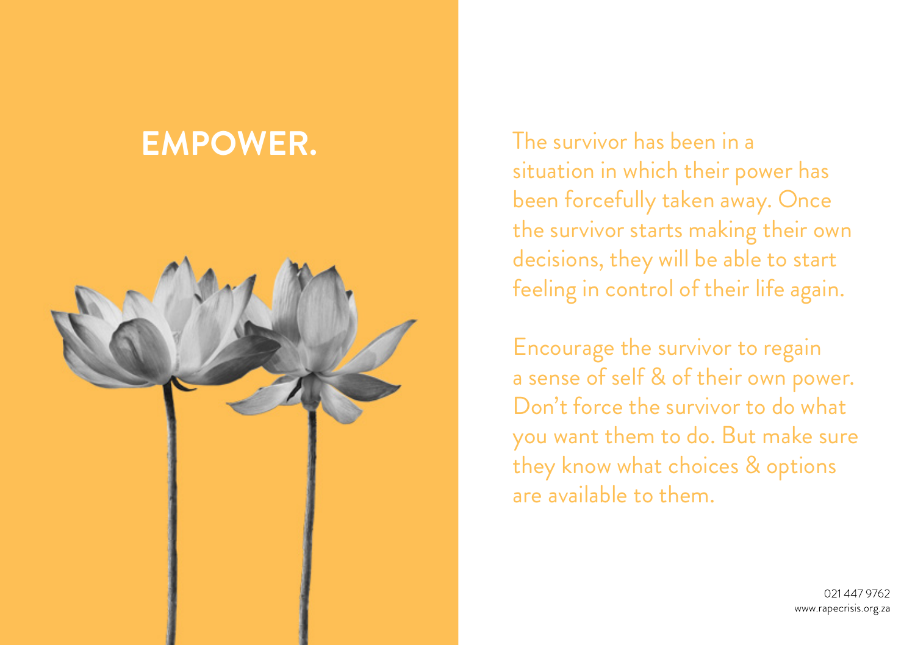# EMPOWER.

The survivor has been in a situation in which their power has been forcefully taken away. Once the survivor starts making their own decisions, they will be able to start feeling in control of their life again.

Encourage the survivor to regain a sense of self & of their own power. Don't force the survivor to do what you want them to do. But make sure they know what choices & options are available to them.

021 447 9762
www.rapecrisis.org.za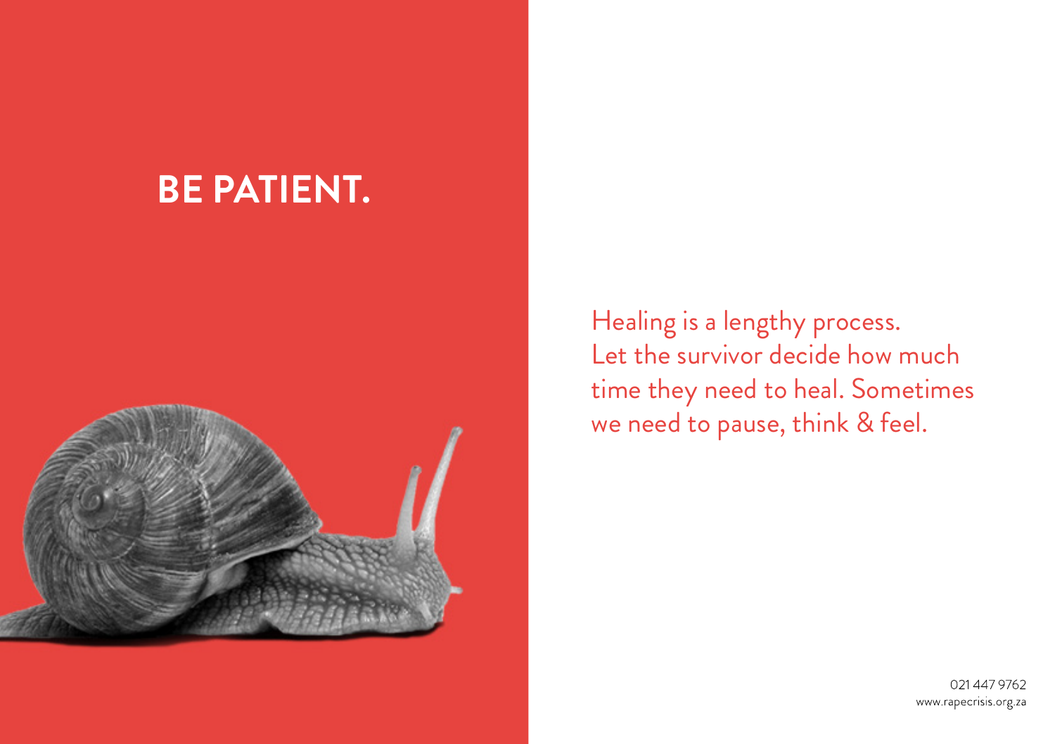# BE PATIENT.

Healing is a lengthy process. Let the survivor decide how much time they need to heal. Sometimes we need to pause, think & feel.

021 447 9762
www.rapecrisis.org.za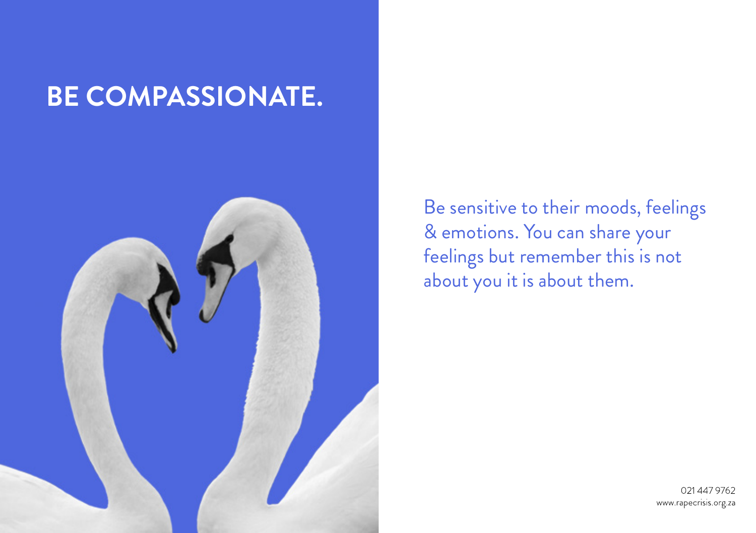# BE COMPASSIONATE.

Be sensitive to their moods, feelings & emotions. You can share your feelings but remember this is not about you it is about them.

021 447 9762
www.rapecrisis.org.za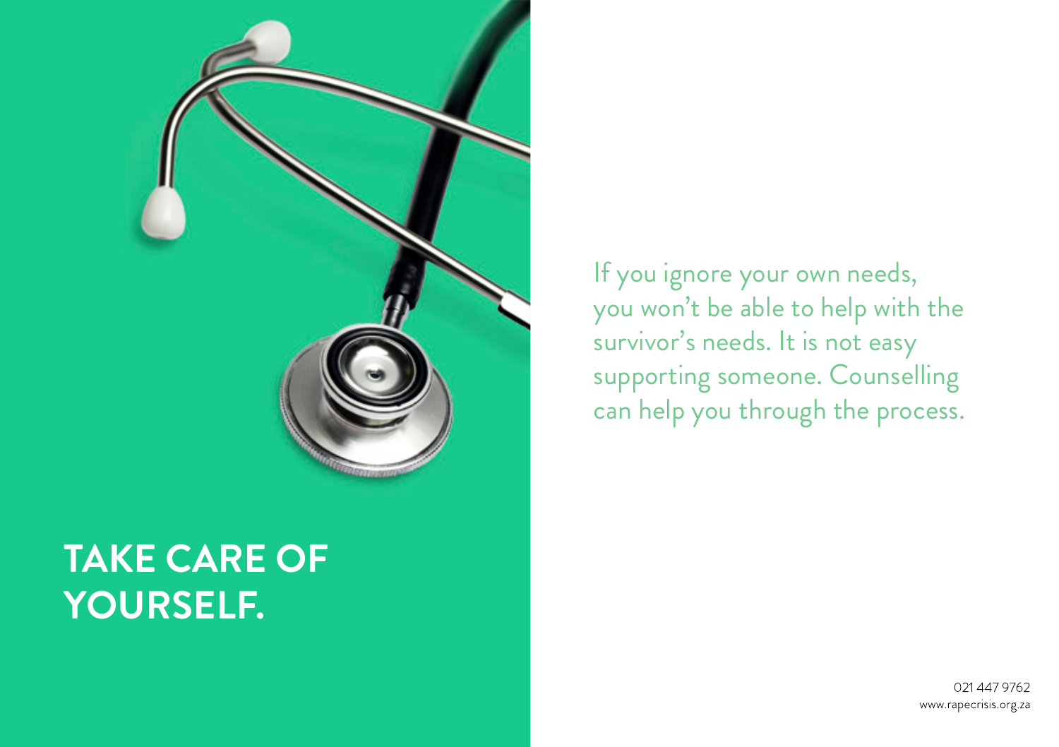# TAKE CARE OF YOURSELF.

If you ignore your own needs, you won't be able to help with the survivor's needs. It is not easy supporting someone. Counselling can help you through the process.

021 447 9762
www.rapecrisis.org.za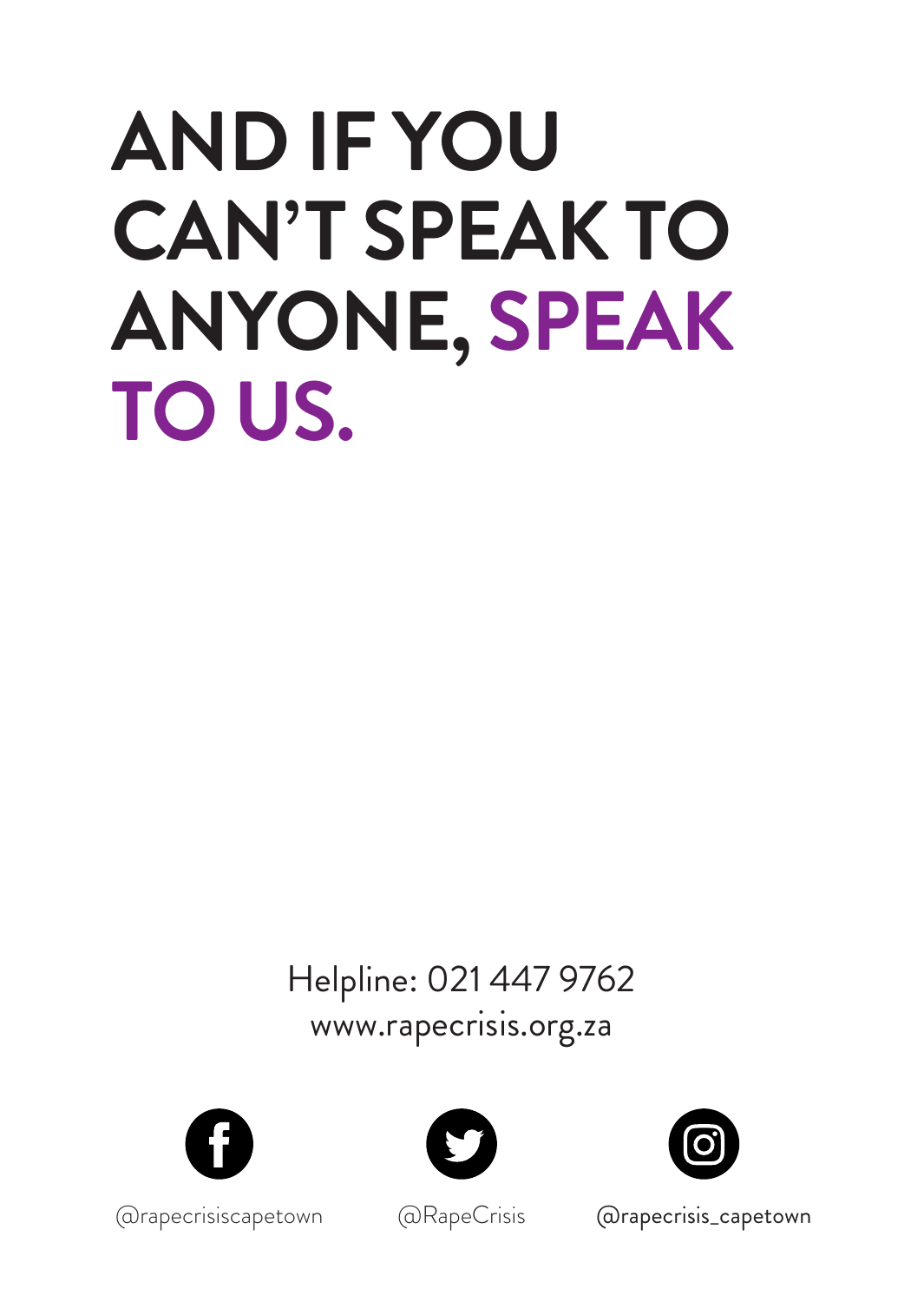# AND IF YOU CAN'T SPEAK TO ANYONE, SPEAK TO US.

Helpline: 021 447 9762
www.rapecrisis.org.za

@rapecrisiscapetown

@RapeCrisis

@rapecrisis_capetown